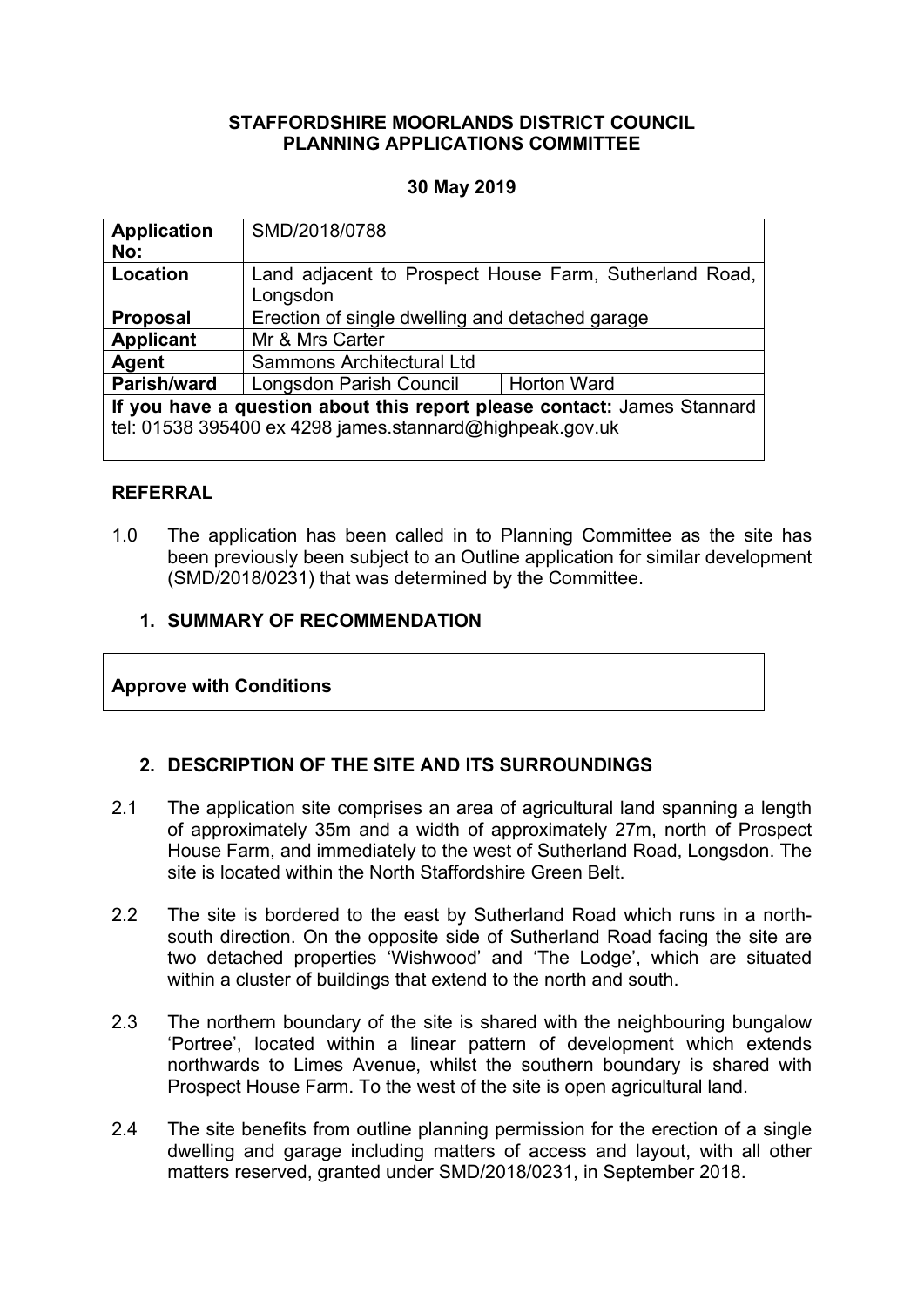**STAFFORDSHIRE MOORLANDS DISTRICT COUNCIL**
**PLANNING APPLICATIONS COMMITTEE**

**30 May 2019**

| | | |
|---|---|---|
| **Application No:** | SMD/2018/0788 | |
| **Location** | Land adjacent to Prospect House Farm, Sutherland Road, Longsdon | |
| **Proposal** | Erection of single dwelling and detached garage | |
| **Applicant** | Mr & Mrs Carter | |
| **Agent** | Sammons Architectural Ltd | |
| **Parish/ward** | Longsdon Parish Council | Horton Ward |
| **If you have a question about this report please contact:** James Stannard tel: 01538 395400 ex 4298 james.stannard@highpeak.gov.uk | | |

## REFERRAL

1.0 The application has been called in to Planning Committee as the site has been previously been subject to an Outline application for similar development (SMD/2018/0231) that was determined by the Committee.

## 1. SUMMARY OF RECOMMENDATION

**Approve with Conditions**

## 2. DESCRIPTION OF THE SITE AND ITS SURROUNDINGS

2.1 The application site comprises an area of agricultural land spanning a length of approximately 35m and a width of approximately 27m, north of Prospect House Farm, and immediately to the west of Sutherland Road, Longsdon. The site is located within the North Staffordshire Green Belt.

2.2 The site is bordered to the east by Sutherland Road which runs in a north-south direction. On the opposite side of Sutherland Road facing the site are two detached properties 'Wishwood' and 'The Lodge', which are situated within a cluster of buildings that extend to the north and south.

2.3 The northern boundary of the site is shared with the neighbouring bungalow 'Portree', located within a linear pattern of development which extends northwards to Limes Avenue, whilst the southern boundary is shared with Prospect House Farm. To the west of the site is open agricultural land.

2.4 The site benefits from outline planning permission for the erection of a single dwelling and garage including matters of access and layout, with all other matters reserved, granted under SMD/2018/0231, in September 2018.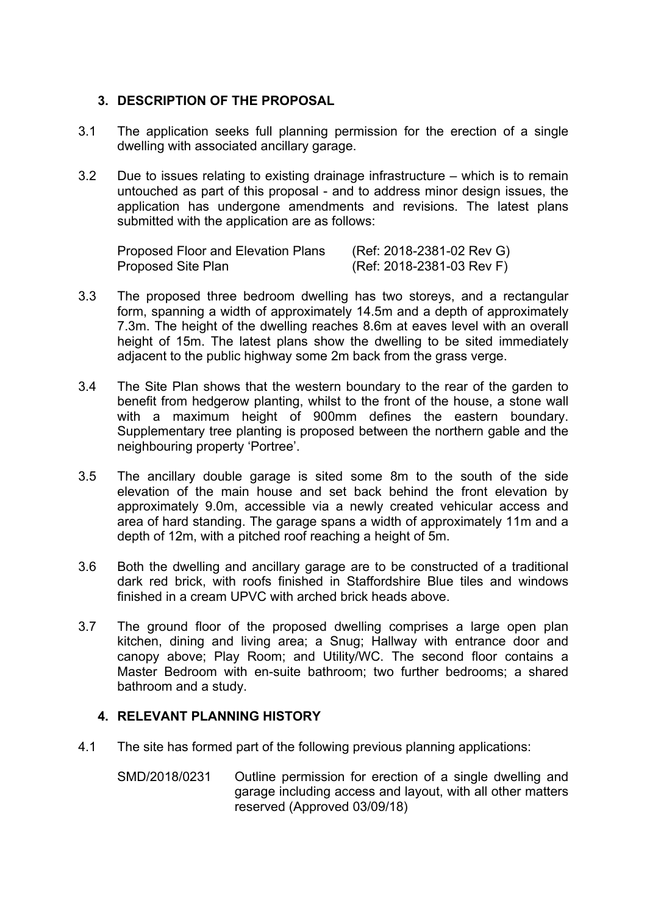## 3. DESCRIPTION OF THE PROPOSAL

3.1 The application seeks full planning permission for the erection of a single dwelling with associated ancillary garage.

3.2 Due to issues relating to existing drainage infrastructure – which is to remain untouched as part of this proposal - and to address minor design issues, the application has undergone amendments and revisions. The latest plans submitted with the application are as follows:

| | |
|---|---|
| Proposed Floor and Elevation Plans | (Ref: 2018-2381-02 Rev G) |
| Proposed Site Plan | (Ref: 2018-2381-03 Rev F) |

3.3 The proposed three bedroom dwelling has two storeys, and a rectangular form, spanning a width of approximately 14.5m and a depth of approximately 7.3m. The height of the dwelling reaches 8.6m at eaves level with an overall height of 15m. The latest plans show the dwelling to be sited immediately adjacent to the public highway some 2m back from the grass verge.

3.4 The Site Plan shows that the western boundary to the rear of the garden to benefit from hedgerow planting, whilst to the front of the house, a stone wall with a maximum height of 900mm defines the eastern boundary. Supplementary tree planting is proposed between the northern gable and the neighbouring property 'Portree'.

3.5 The ancillary double garage is sited some 8m to the south of the side elevation of the main house and set back behind the front elevation by approximately 9.0m, accessible via a newly created vehicular access and area of hard standing. The garage spans a width of approximately 11m and a depth of 12m, with a pitched roof reaching a height of 5m.

3.6 Both the dwelling and ancillary garage are to be constructed of a traditional dark red brick, with roofs finished in Staffordshire Blue tiles and windows finished in a cream UPVC with arched brick heads above.

3.7 The ground floor of the proposed dwelling comprises a large open plan kitchen, dining and living area; a Snug; Hallway with entrance door and canopy above; Play Room; and Utility/WC. The second floor contains a Master Bedroom with en-suite bathroom; two further bedrooms; a shared bathroom and a study.

## 4. RELEVANT PLANNING HISTORY

4.1 The site has formed part of the following previous planning applications:

SMD/2018/0231 Outline permission for erection of a single dwelling and garage including access and layout, with all other matters reserved (Approved 03/09/18)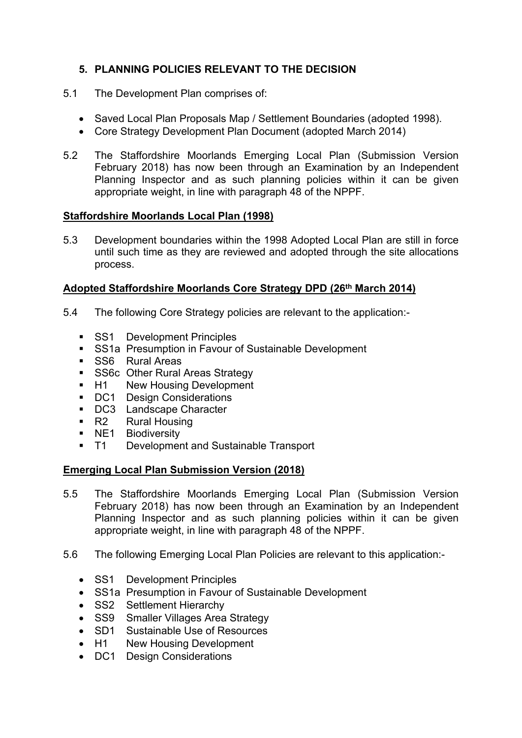## 5. PLANNING POLICIES RELEVANT TO THE DECISION

5.1 The Development Plan comprises of:

- Saved Local Plan Proposals Map / Settlement Boundaries (adopted 1998).
- Core Strategy Development Plan Document (adopted March 2014)

5.2 The Staffordshire Moorlands Emerging Local Plan (Submission Version February 2018) has now been through an Examination by an Independent Planning Inspector and as such planning policies within it can be given appropriate weight, in line with paragraph 48 of the NPPF.

**Staffordshire Moorlands Local Plan (1998)**

5.3 Development boundaries within the 1998 Adopted Local Plan are still in force until such time as they are reviewed and adopted through the site allocations process.

**Adopted Staffordshire Moorlands Core Strategy DPD (26th March 2014)**

5.4 The following Core Strategy policies are relevant to the application:-

- SS1 Development Principles
- SS1a Presumption in Favour of Sustainable Development
- SS6 Rural Areas
- SS6c Other Rural Areas Strategy
- H1 New Housing Development
- DC1 Design Considerations
- DC3 Landscape Character
- R2 Rural Housing
- NE1 Biodiversity
- T1 Development and Sustainable Transport

**Emerging Local Plan Submission Version (2018)**

5.5 The Staffordshire Moorlands Emerging Local Plan (Submission Version February 2018) has now been through an Examination by an Independent Planning Inspector and as such planning policies within it can be given appropriate weight, in line with paragraph 48 of the NPPF.

5.6 The following Emerging Local Plan Policies are relevant to this application:-

- SS1 Development Principles
- SS1a Presumption in Favour of Sustainable Development
- SS2 Settlement Hierarchy
- SS9 Smaller Villages Area Strategy
- SD1 Sustainable Use of Resources
- H1 New Housing Development
- DC1 Design Considerations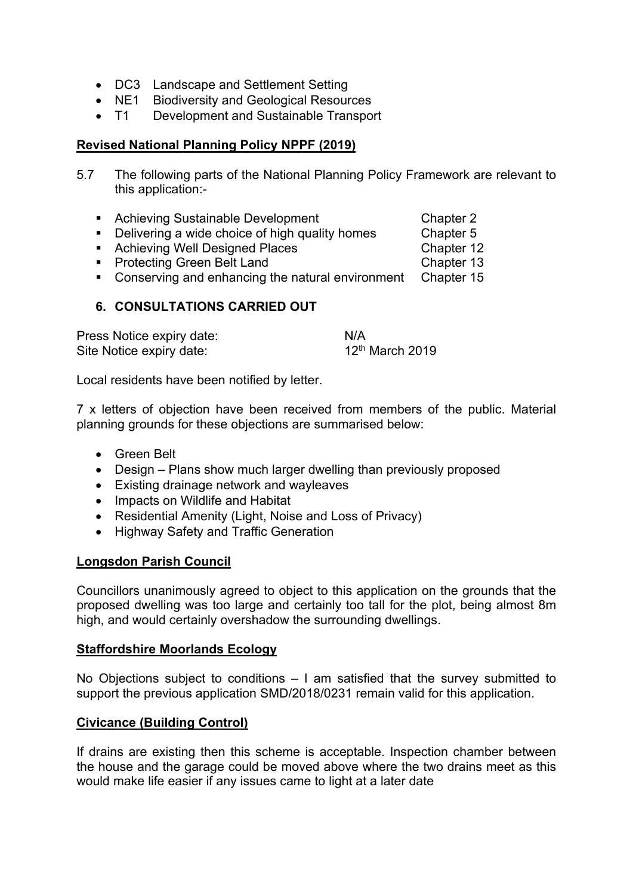- DC3 Landscape and Settlement Setting
- NE1 Biodiversity and Geological Resources
- T1 Development and Sustainable Transport

**Revised National Planning Policy NPPF (2019)**

5.7 The following parts of the National Planning Policy Framework are relevant to this application:-

- Achieving Sustainable Development — Chapter 2
- Delivering a wide choice of high quality homes — Chapter 5
- Achieving Well Designed Places — Chapter 12
- Protecting Green Belt Land — Chapter 13
- Conserving and enhancing the natural environment — Chapter 15

## 6. CONSULTATIONS CARRIED OUT

Press Notice expiry date: N/A
Site Notice expiry date: 12th March 2019

Local residents have been notified by letter.

7 x letters of objection have been received from members of the public. Material planning grounds for these objections are summarised below:

- Green Belt
- Design – Plans show much larger dwelling than previously proposed
- Existing drainage network and wayleaves
- Impacts on Wildlife and Habitat
- Residential Amenity (Light, Noise and Loss of Privacy)
- Highway Safety and Traffic Generation

**Longsdon Parish Council**

Councillors unanimously agreed to object to this application on the grounds that the proposed dwelling was too large and certainly too tall for the plot, being almost 8m high, and would certainly overshadow the surrounding dwellings.

**Staffordshire Moorlands Ecology**

No Objections subject to conditions – I am satisfied that the survey submitted to support the previous application SMD/2018/0231 remain valid for this application.

**Civicance (Building Control)**

If drains are existing then this scheme is acceptable. Inspection chamber between the house and the garage could be moved above where the two drains meet as this would make life easier if any issues came to light at a later date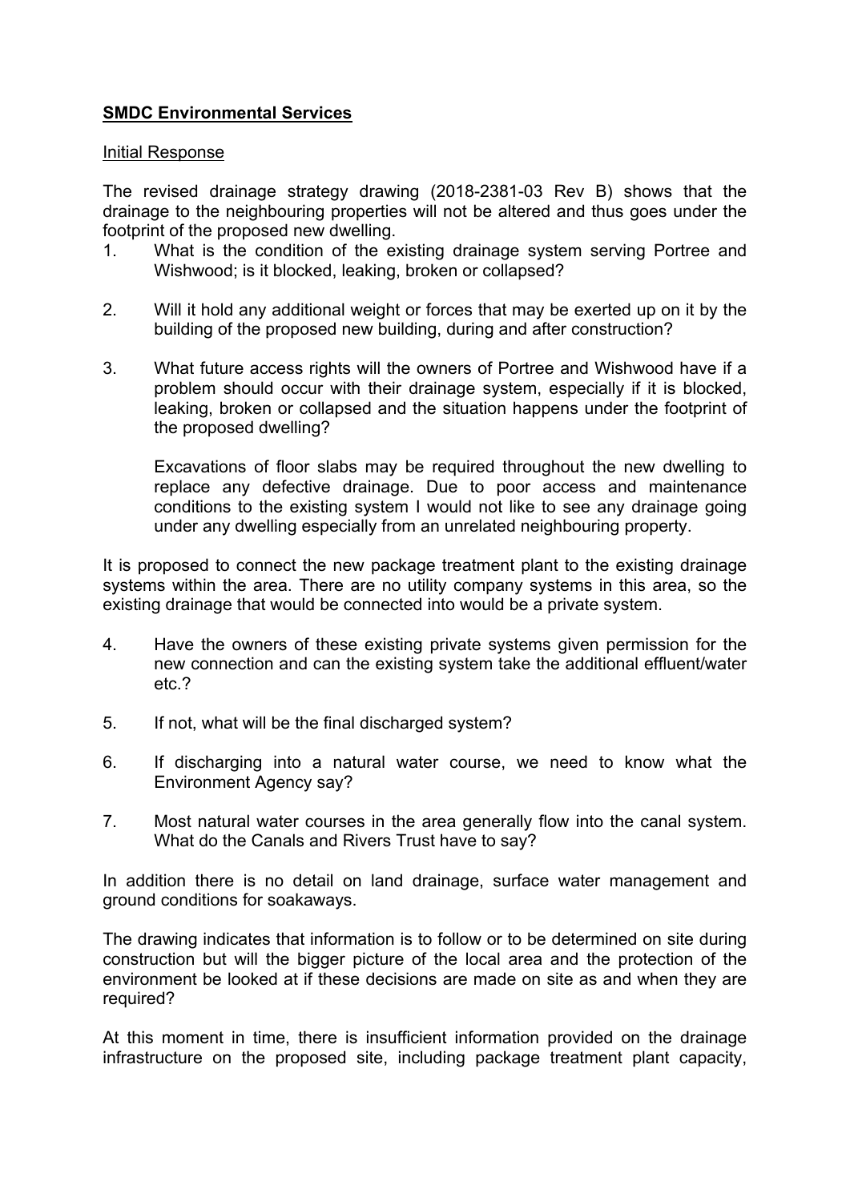**SMDC Environmental Services**

Initial Response

The revised drainage strategy drawing (2018-2381-03 Rev B) shows that the drainage to the neighbouring properties will not be altered and thus goes under the footprint of the proposed new dwelling.

1. What is the condition of the existing drainage system serving Portree and Wishwood; is it blocked, leaking, broken or collapsed?

2. Will it hold any additional weight or forces that may be exerted up on it by the building of the proposed new building, during and after construction?

3. What future access rights will the owners of Portree and Wishwood have if a problem should occur with their drainage system, especially if it is blocked, leaking, broken or collapsed and the situation happens under the footprint of the proposed dwelling?

   Excavations of floor slabs may be required throughout the new dwelling to replace any defective drainage. Due to poor access and maintenance conditions to the existing system I would not like to see any drainage going under any dwelling especially from an unrelated neighbouring property.

It is proposed to connect the new package treatment plant to the existing drainage systems within the area. There are no utility company systems in this area, so the existing drainage that would be connected into would be a private system.

4. Have the owners of these existing private systems given permission for the new connection and can the existing system take the additional effluent/water etc.?

5. If not, what will be the final discharged system?

6. If discharging into a natural water course, we need to know what the Environment Agency say?

7. Most natural water courses in the area generally flow into the canal system. What do the Canals and Rivers Trust have to say?

In addition there is no detail on land drainage, surface water management and ground conditions for soakaways.

The drawing indicates that information is to follow or to be determined on site during construction but will the bigger picture of the local area and the protection of the environment be looked at if these decisions are made on site as and when they are required?

At this moment in time, there is insufficient information provided on the drainage infrastructure on the proposed site, including package treatment plant capacity,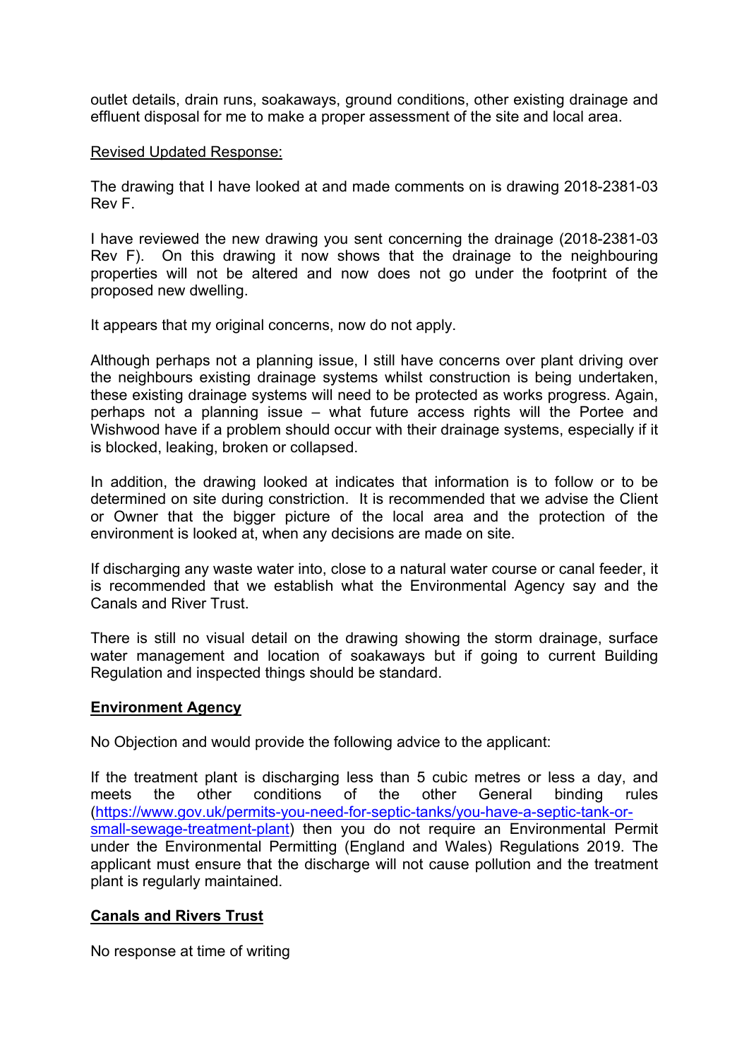outlet details, drain runs, soakaways, ground conditions, other existing drainage and effluent disposal for me to make a proper assessment of the site and local area.

Revised Updated Response:

The drawing that I have looked at and made comments on is drawing 2018-2381-03 Rev F.

I have reviewed the new drawing you sent concerning the drainage (2018-2381-03 Rev F). On this drawing it now shows that the drainage to the neighbouring properties will not be altered and now does not go under the footprint of the proposed new dwelling.

It appears that my original concerns, now do not apply.

Although perhaps not a planning issue, I still have concerns over plant driving over the neighbours existing drainage systems whilst construction is being undertaken, these existing drainage systems will need to be protected as works progress. Again, perhaps not a planning issue – what future access rights will the Portee and Wishwood have if a problem should occur with their drainage systems, especially if it is blocked, leaking, broken or collapsed.

In addition, the drawing looked at indicates that information is to follow or to be determined on site during constriction. It is recommended that we advise the Client or Owner that the bigger picture of the local area and the protection of the environment is looked at, when any decisions are made on site.

If discharging any waste water into, close to a natural water course or canal feeder, it is recommended that we establish what the Environmental Agency say and the Canals and River Trust.

There is still no visual detail on the drawing showing the storm drainage, surface water management and location of soakaways but if going to current Building Regulation and inspected things should be standard.

**Environment Agency**

No Objection and would provide the following advice to the applicant:

If the treatment plant is discharging less than 5 cubic metres or less a day, and meets the other conditions of the other General binding rules (https://www.gov.uk/permits-you-need-for-septic-tanks/you-have-a-septic-tank-or-small-sewage-treatment-plant) then you do not require an Environmental Permit under the Environmental Permitting (England and Wales) Regulations 2019. The applicant must ensure that the discharge will not cause pollution and the treatment plant is regularly maintained.

**Canals and Rivers Trust**

No response at time of writing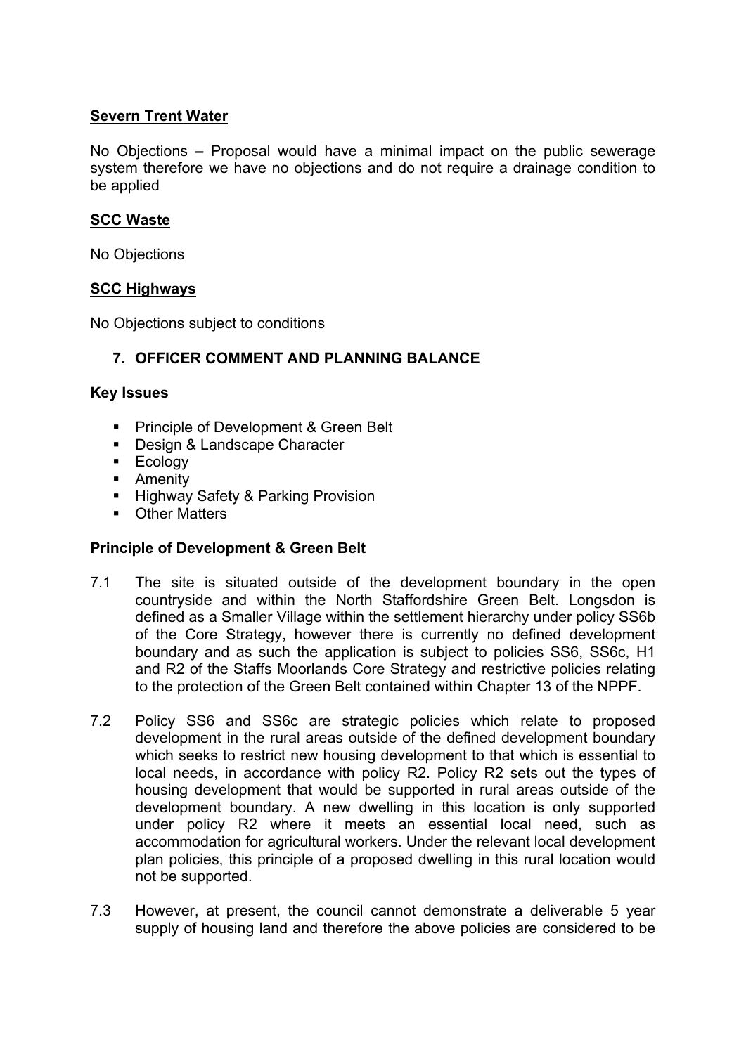**Severn Trent Water**

No Objections **–** Proposal would have a minimal impact on the public sewerage system therefore we have no objections and do not require a drainage condition to be applied

**SCC Waste**

No Objections

**SCC Highways**

No Objections subject to conditions

## 7. OFFICER COMMENT AND PLANNING BALANCE

**Key Issues**

- Principle of Development & Green Belt
- Design & Landscape Character
- Ecology
- Amenity
- Highway Safety & Parking Provision
- Other Matters

**Principle of Development & Green Belt**

7.1 The site is situated outside of the development boundary in the open countryside and within the North Staffordshire Green Belt. Longsdon is defined as a Smaller Village within the settlement hierarchy under policy SS6b of the Core Strategy, however there is currently no defined development boundary and as such the application is subject to policies SS6, SS6c, H1 and R2 of the Staffs Moorlands Core Strategy and restrictive policies relating to the protection of the Green Belt contained within Chapter 13 of the NPPF.

7.2 Policy SS6 and SS6c are strategic policies which relate to proposed development in the rural areas outside of the defined development boundary which seeks to restrict new housing development to that which is essential to local needs, in accordance with policy R2. Policy R2 sets out the types of housing development that would be supported in rural areas outside of the development boundary. A new dwelling in this location is only supported under policy R2 where it meets an essential local need, such as accommodation for agricultural workers. Under the relevant local development plan policies, this principle of a proposed dwelling in this rural location would not be supported.

7.3 However, at present, the council cannot demonstrate a deliverable 5 year supply of housing land and therefore the above policies are considered to be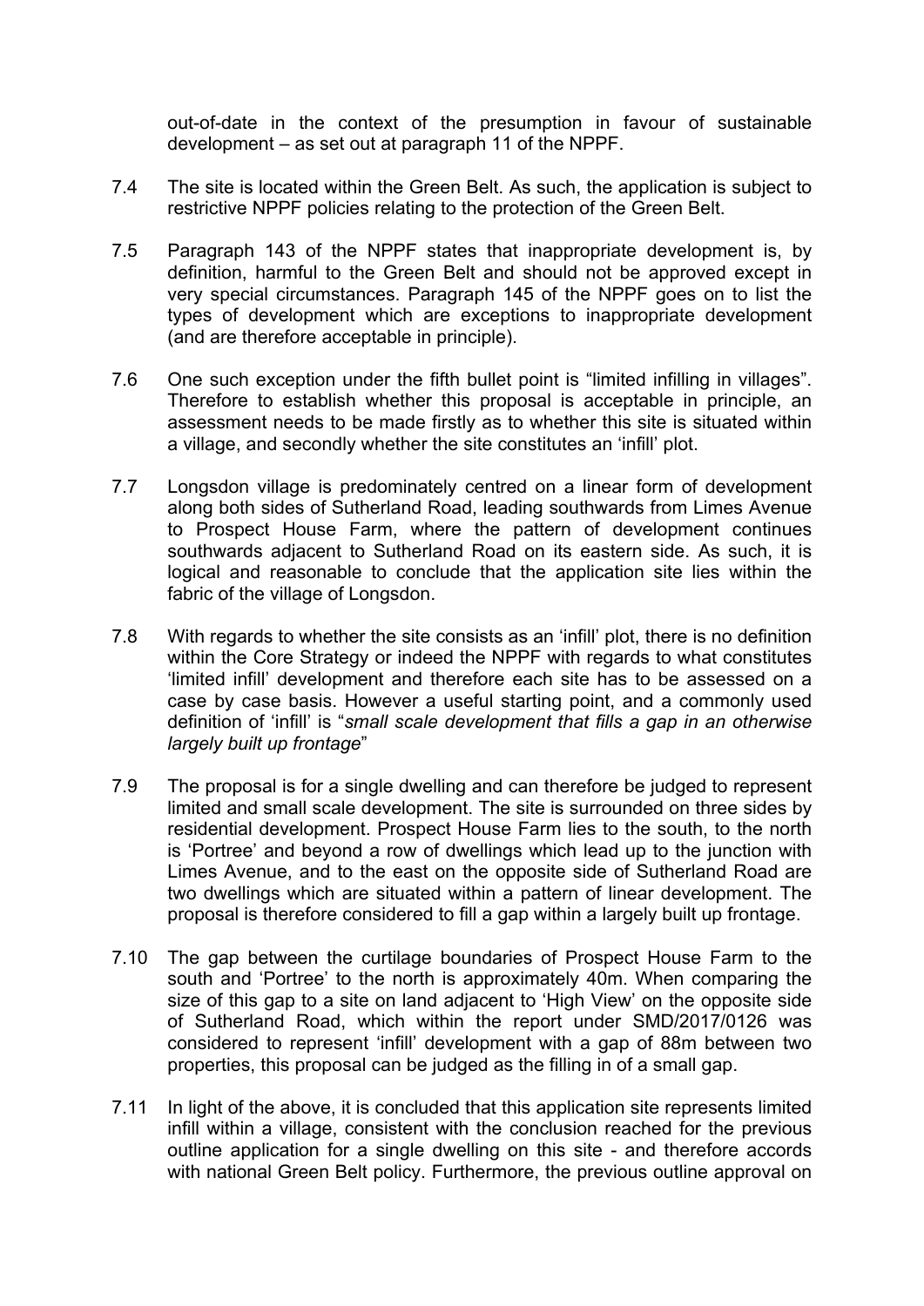out-of-date in the context of the presumption in favour of sustainable development – as set out at paragraph 11 of the NPPF.

7.4 The site is located within the Green Belt. As such, the application is subject to restrictive NPPF policies relating to the protection of the Green Belt.

7.5 Paragraph 143 of the NPPF states that inappropriate development is, by definition, harmful to the Green Belt and should not be approved except in very special circumstances. Paragraph 145 of the NPPF goes on to list the types of development which are exceptions to inappropriate development (and are therefore acceptable in principle).

7.6 One such exception under the fifth bullet point is "limited infilling in villages". Therefore to establish whether this proposal is acceptable in principle, an assessment needs to be made firstly as to whether this site is situated within a village, and secondly whether the site constitutes an 'infill' plot.

7.7 Longsdon village is predominately centred on a linear form of development along both sides of Sutherland Road, leading southwards from Limes Avenue to Prospect House Farm, where the pattern of development continues southwards adjacent to Sutherland Road on its eastern side. As such, it is logical and reasonable to conclude that the application site lies within the fabric of the village of Longsdon.

7.8 With regards to whether the site consists as an 'infill' plot, there is no definition within the Core Strategy or indeed the NPPF with regards to what constitutes 'limited infill' development and therefore each site has to be assessed on a case by case basis. However a useful starting point, and a commonly used definition of 'infill' is "*small scale development that fills a gap in an otherwise largely built up frontage*"

7.9 The proposal is for a single dwelling and can therefore be judged to represent limited and small scale development. The site is surrounded on three sides by residential development. Prospect House Farm lies to the south, to the north is 'Portree' and beyond a row of dwellings which lead up to the junction with Limes Avenue, and to the east on the opposite side of Sutherland Road are two dwellings which are situated within a pattern of linear development. The proposal is therefore considered to fill a gap within a largely built up frontage.

7.10 The gap between the curtilage boundaries of Prospect House Farm to the south and 'Portree' to the north is approximately 40m. When comparing the size of this gap to a site on land adjacent to 'High View' on the opposite side of Sutherland Road, which within the report under SMD/2017/0126 was considered to represent 'infill' development with a gap of 88m between two properties, this proposal can be judged as the filling in of a small gap.

7.11 In light of the above, it is concluded that this application site represents limited infill within a village, consistent with the conclusion reached for the previous outline application for a single dwelling on this site - and therefore accords with national Green Belt policy. Furthermore, the previous outline approval on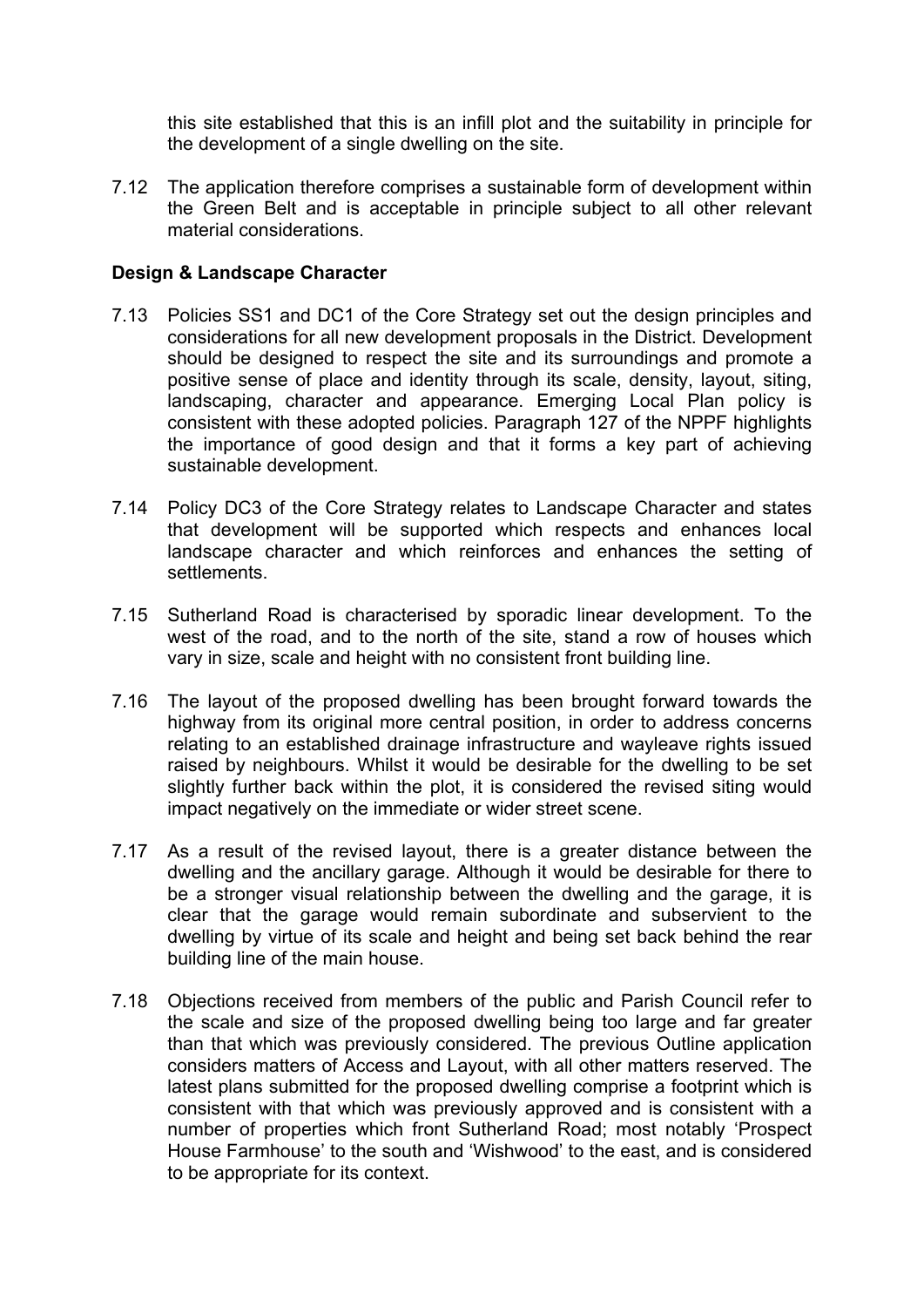this site established that this is an infill plot and the suitability in principle for the development of a single dwelling on the site.

7.12 The application therefore comprises a sustainable form of development within the Green Belt and is acceptable in principle subject to all other relevant material considerations.

**Design & Landscape Character**

7.13 Policies SS1 and DC1 of the Core Strategy set out the design principles and considerations for all new development proposals in the District. Development should be designed to respect the site and its surroundings and promote a positive sense of place and identity through its scale, density, layout, siting, landscaping, character and appearance. Emerging Local Plan policy is consistent with these adopted policies. Paragraph 127 of the NPPF highlights the importance of good design and that it forms a key part of achieving sustainable development.

7.14 Policy DC3 of the Core Strategy relates to Landscape Character and states that development will be supported which respects and enhances local landscape character and which reinforces and enhances the setting of settlements.

7.15 Sutherland Road is characterised by sporadic linear development. To the west of the road, and to the north of the site, stand a row of houses which vary in size, scale and height with no consistent front building line.

7.16 The layout of the proposed dwelling has been brought forward towards the highway from its original more central position, in order to address concerns relating to an established drainage infrastructure and wayleave rights issued raised by neighbours. Whilst it would be desirable for the dwelling to be set slightly further back within the plot, it is considered the revised siting would impact negatively on the immediate or wider street scene.

7.17 As a result of the revised layout, there is a greater distance between the dwelling and the ancillary garage. Although it would be desirable for there to be a stronger visual relationship between the dwelling and the garage, it is clear that the garage would remain subordinate and subservient to the dwelling by virtue of its scale and height and being set back behind the rear building line of the main house.

7.18 Objections received from members of the public and Parish Council refer to the scale and size of the proposed dwelling being too large and far greater than that which was previously considered. The previous Outline application considers matters of Access and Layout, with all other matters reserved. The latest plans submitted for the proposed dwelling comprise a footprint which is consistent with that which was previously approved and is consistent with a number of properties which front Sutherland Road; most notably 'Prospect House Farmhouse' to the south and 'Wishwood' to the east, and is considered to be appropriate for its context.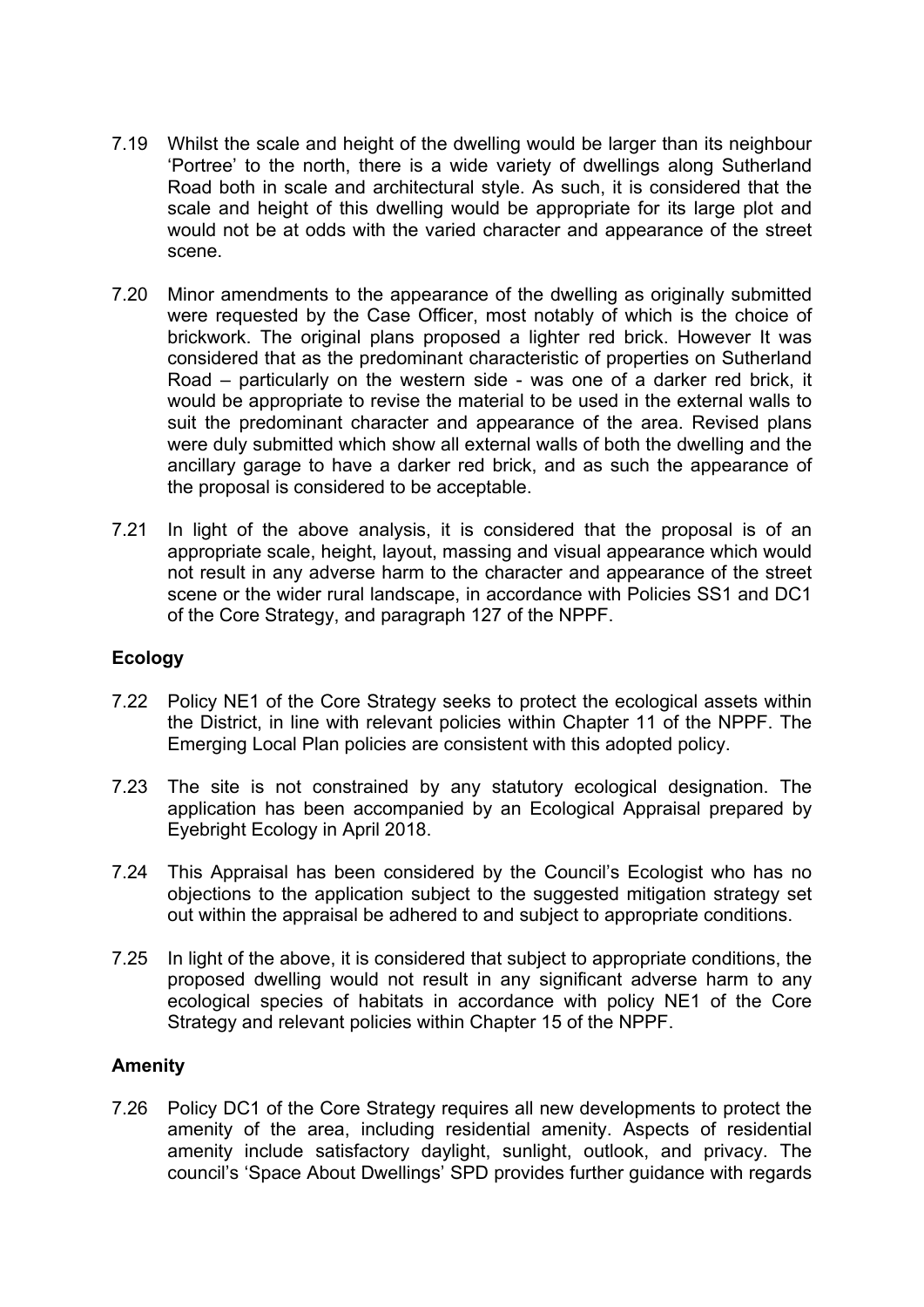7.19 Whilst the scale and height of the dwelling would be larger than its neighbour 'Portree' to the north, there is a wide variety of dwellings along Sutherland Road both in scale and architectural style. As such, it is considered that the scale and height of this dwelling would be appropriate for its large plot and would not be at odds with the varied character and appearance of the street scene.

7.20 Minor amendments to the appearance of the dwelling as originally submitted were requested by the Case Officer, most notably of which is the choice of brickwork. The original plans proposed a lighter red brick. However It was considered that as the predominant characteristic of properties on Sutherland Road – particularly on the western side - was one of a darker red brick, it would be appropriate to revise the material to be used in the external walls to suit the predominant character and appearance of the area. Revised plans were duly submitted which show all external walls of both the dwelling and the ancillary garage to have a darker red brick, and as such the appearance of the proposal is considered to be acceptable.

7.21 In light of the above analysis, it is considered that the proposal is of an appropriate scale, height, layout, massing and visual appearance which would not result in any adverse harm to the character and appearance of the street scene or the wider rural landscape, in accordance with Policies SS1 and DC1 of the Core Strategy, and paragraph 127 of the NPPF.

**Ecology**

7.22 Policy NE1 of the Core Strategy seeks to protect the ecological assets within the District, in line with relevant policies within Chapter 11 of the NPPF. The Emerging Local Plan policies are consistent with this adopted policy.

7.23 The site is not constrained by any statutory ecological designation. The application has been accompanied by an Ecological Appraisal prepared by Eyebright Ecology in April 2018.

7.24 This Appraisal has been considered by the Council's Ecologist who has no objections to the application subject to the suggested mitigation strategy set out within the appraisal be adhered to and subject to appropriate conditions.

7.25 In light of the above, it is considered that subject to appropriate conditions, the proposed dwelling would not result in any significant adverse harm to any ecological species of habitats in accordance with policy NE1 of the Core Strategy and relevant policies within Chapter 15 of the NPPF.

**Amenity**

7.26 Policy DC1 of the Core Strategy requires all new developments to protect the amenity of the area, including residential amenity. Aspects of residential amenity include satisfactory daylight, sunlight, outlook, and privacy. The council's 'Space About Dwellings' SPD provides further guidance with regards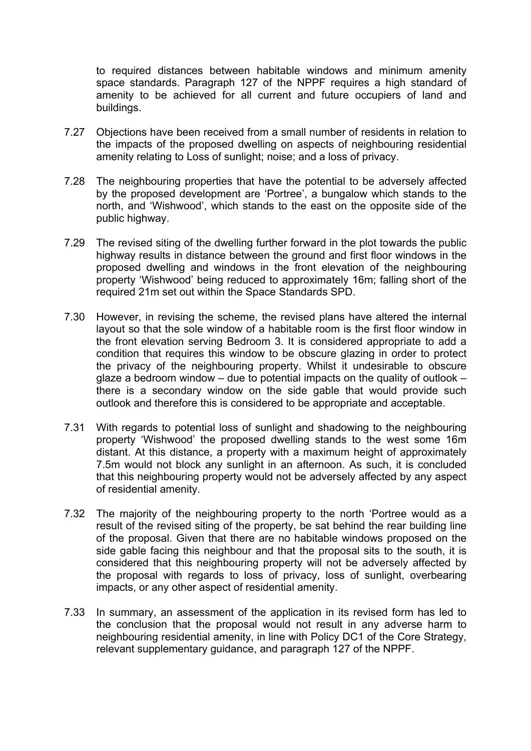to required distances between habitable windows and minimum amenity space standards. Paragraph 127 of the NPPF requires a high standard of amenity to be achieved for all current and future occupiers of land and buildings.

7.27 Objections have been received from a small number of residents in relation to the impacts of the proposed dwelling on aspects of neighbouring residential amenity relating to Loss of sunlight; noise; and a loss of privacy.

7.28 The neighbouring properties that have the potential to be adversely affected by the proposed development are 'Portree', a bungalow which stands to the north, and 'Wishwood', which stands to the east on the opposite side of the public highway.

7.29 The revised siting of the dwelling further forward in the plot towards the public highway results in distance between the ground and first floor windows in the proposed dwelling and windows in the front elevation of the neighbouring property 'Wishwood' being reduced to approximately 16m; falling short of the required 21m set out within the Space Standards SPD.

7.30 However, in revising the scheme, the revised plans have altered the internal layout so that the sole window of a habitable room is the first floor window in the front elevation serving Bedroom 3. It is considered appropriate to add a condition that requires this window to be obscure glazing in order to protect the privacy of the neighbouring property. Whilst it undesirable to obscure glaze a bedroom window – due to potential impacts on the quality of outlook – there is a secondary window on the side gable that would provide such outlook and therefore this is considered to be appropriate and acceptable.

7.31 With regards to potential loss of sunlight and shadowing to the neighbouring property 'Wishwood' the proposed dwelling stands to the west some 16m distant. At this distance, a property with a maximum height of approximately 7.5m would not block any sunlight in an afternoon. As such, it is concluded that this neighbouring property would not be adversely affected by any aspect of residential amenity.

7.32 The majority of the neighbouring property to the north 'Portree would as a result of the revised siting of the property, be sat behind the rear building line of the proposal. Given that there are no habitable windows proposed on the side gable facing this neighbour and that the proposal sits to the south, it is considered that this neighbouring property will not be adversely affected by the proposal with regards to loss of privacy, loss of sunlight, overbearing impacts, or any other aspect of residential amenity.

7.33 In summary, an assessment of the application in its revised form has led to the conclusion that the proposal would not result in any adverse harm to neighbouring residential amenity, in line with Policy DC1 of the Core Strategy, relevant supplementary guidance, and paragraph 127 of the NPPF.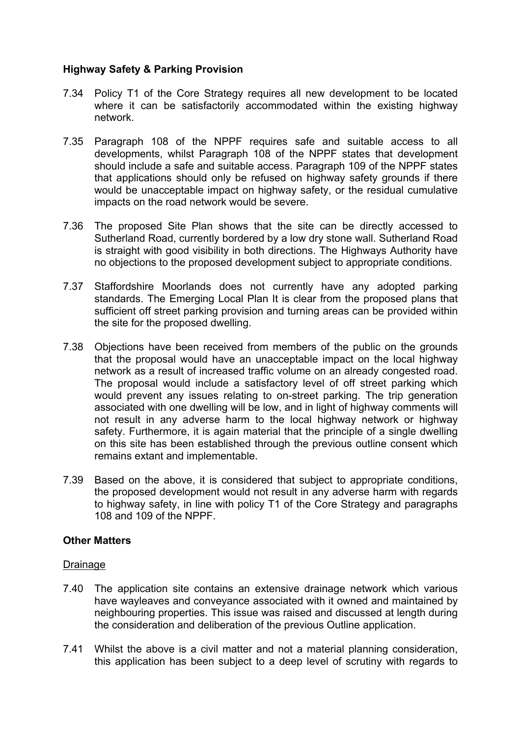**Highway Safety & Parking Provision**

7.34 Policy T1 of the Core Strategy requires all new development to be located where it can be satisfactorily accommodated within the existing highway network.

7.35 Paragraph 108 of the NPPF requires safe and suitable access to all developments, whilst Paragraph 108 of the NPPF states that development should include a safe and suitable access. Paragraph 109 of the NPPF states that applications should only be refused on highway safety grounds if there would be unacceptable impact on highway safety, or the residual cumulative impacts on the road network would be severe.

7.36 The proposed Site Plan shows that the site can be directly accessed to Sutherland Road, currently bordered by a low dry stone wall. Sutherland Road is straight with good visibility in both directions. The Highways Authority have no objections to the proposed development subject to appropriate conditions.

7.37 Staffordshire Moorlands does not currently have any adopted parking standards. The Emerging Local Plan It is clear from the proposed plans that sufficient off street parking provision and turning areas can be provided within the site for the proposed dwelling.

7.38 Objections have been received from members of the public on the grounds that the proposal would have an unacceptable impact on the local highway network as a result of increased traffic volume on an already congested road. The proposal would include a satisfactory level of off street parking which would prevent any issues relating to on-street parking. The trip generation associated with one dwelling will be low, and in light of highway comments will not result in any adverse harm to the local highway network or highway safety. Furthermore, it is again material that the principle of a single dwelling on this site has been established through the previous outline consent which remains extant and implementable.

7.39 Based on the above, it is considered that subject to appropriate conditions, the proposed development would not result in any adverse harm with regards to highway safety, in line with policy T1 of the Core Strategy and paragraphs 108 and 109 of the NPPF.

**Other Matters**

Drainage

7.40 The application site contains an extensive drainage network which various have wayleaves and conveyance associated with it owned and maintained by neighbouring properties. This issue was raised and discussed at length during the consideration and deliberation of the previous Outline application.

7.41 Whilst the above is a civil matter and not a material planning consideration, this application has been subject to a deep level of scrutiny with regards to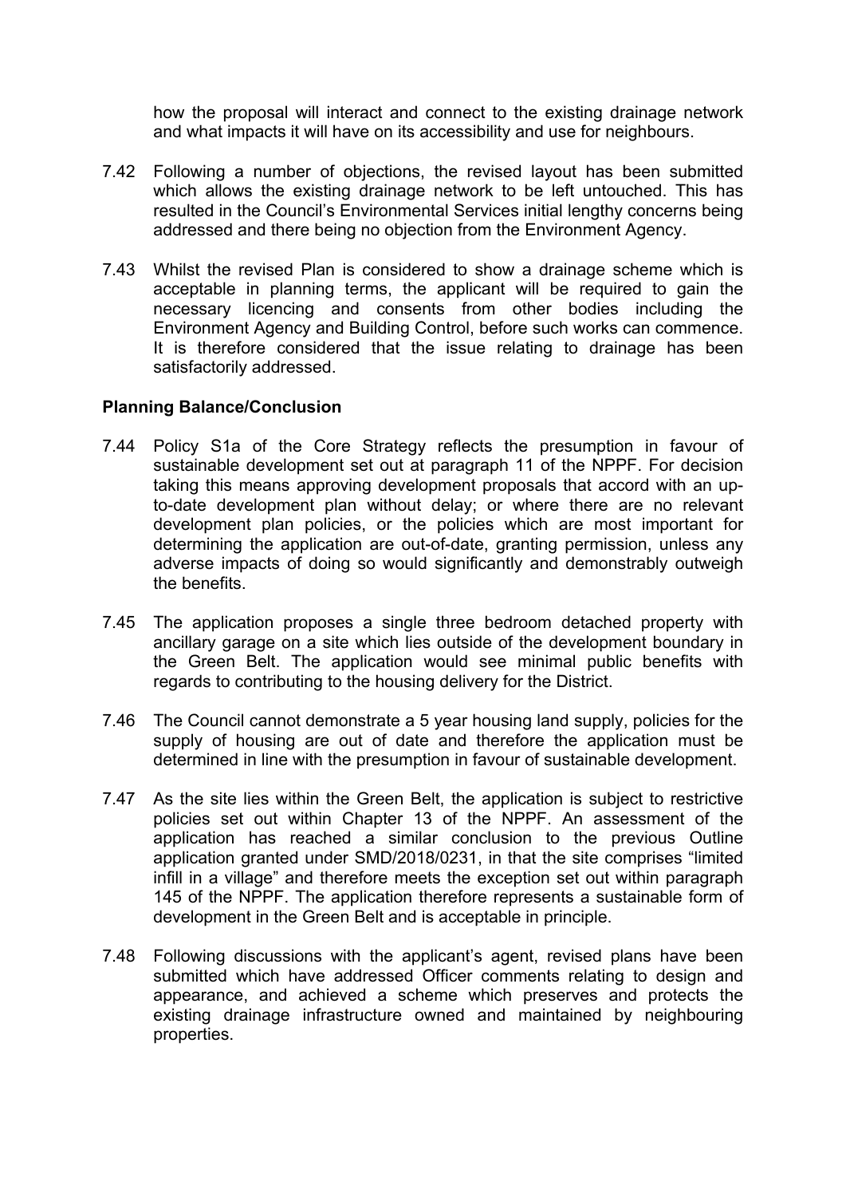how the proposal will interact and connect to the existing drainage network and what impacts it will have on its accessibility and use for neighbours.

7.42 Following a number of objections, the revised layout has been submitted which allows the existing drainage network to be left untouched. This has resulted in the Council's Environmental Services initial lengthy concerns being addressed and there being no objection from the Environment Agency.

7.43 Whilst the revised Plan is considered to show a drainage scheme which is acceptable in planning terms, the applicant will be required to gain the necessary licencing and consents from other bodies including the Environment Agency and Building Control, before such works can commence. It is therefore considered that the issue relating to drainage has been satisfactorily addressed.

**Planning Balance/Conclusion**

7.44 Policy S1a of the Core Strategy reflects the presumption in favour of sustainable development set out at paragraph 11 of the NPPF. For decision taking this means approving development proposals that accord with an up-to-date development plan without delay; or where there are no relevant development plan policies, or the policies which are most important for determining the application are out-of-date, granting permission, unless any adverse impacts of doing so would significantly and demonstrably outweigh the benefits.

7.45 The application proposes a single three bedroom detached property with ancillary garage on a site which lies outside of the development boundary in the Green Belt. The application would see minimal public benefits with regards to contributing to the housing delivery for the District.

7.46 The Council cannot demonstrate a 5 year housing land supply, policies for the supply of housing are out of date and therefore the application must be determined in line with the presumption in favour of sustainable development.

7.47 As the site lies within the Green Belt, the application is subject to restrictive policies set out within Chapter 13 of the NPPF. An assessment of the application has reached a similar conclusion to the previous Outline application granted under SMD/2018/0231, in that the site comprises "limited infill in a village" and therefore meets the exception set out within paragraph 145 of the NPPF. The application therefore represents a sustainable form of development in the Green Belt and is acceptable in principle.

7.48 Following discussions with the applicant's agent, revised plans have been submitted which have addressed Officer comments relating to design and appearance, and achieved a scheme which preserves and protects the existing drainage infrastructure owned and maintained by neighbouring properties.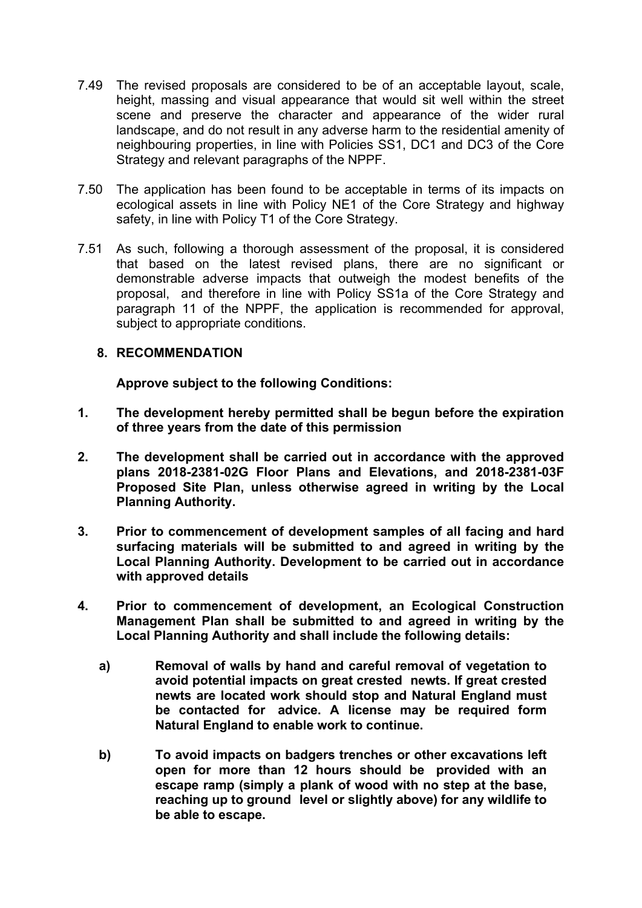7.49 The revised proposals are considered to be of an acceptable layout, scale, height, massing and visual appearance that would sit well within the street scene and preserve the character and appearance of the wider rural landscape, and do not result in any adverse harm to the residential amenity of neighbouring properties, in line with Policies SS1, DC1 and DC3 of the Core Strategy and relevant paragraphs of the NPPF.

7.50 The application has been found to be acceptable in terms of its impacts on ecological assets in line with Policy NE1 of the Core Strategy and highway safety, in line with Policy T1 of the Core Strategy.

7.51 As such, following a thorough assessment of the proposal, it is considered that based on the latest revised plans, there are no significant or demonstrable adverse impacts that outweigh the modest benefits of the proposal, and therefore in line with Policy SS1a of the Core Strategy and paragraph 11 of the NPPF, the application is recommended for approval, subject to appropriate conditions.

## 8. RECOMMENDATION

**Approve subject to the following Conditions:**

**1. The development hereby permitted shall be begun before the expiration of three years from the date of this permission**

**2. The development shall be carried out in accordance with the approved plans 2018-2381-02G Floor Plans and Elevations, and 2018-2381-03F Proposed Site Plan, unless otherwise agreed in writing by the Local Planning Authority.**

**3. Prior to commencement of development samples of all facing and hard surfacing materials will be submitted to and agreed in writing by the Local Planning Authority. Development to be carried out in accordance with approved details**

**4. Prior to commencement of development, an Ecological Construction Management Plan shall be submitted to and agreed in writing by the Local Planning Authority and shall include the following details:**

**a) Removal of walls by hand and careful removal of vegetation to avoid potential impacts on great crested newts. If great crested newts are located work should stop and Natural England must be contacted for advice. A license may be required form Natural England to enable work to continue.**

**b) To avoid impacts on badgers trenches or other excavations left open for more than 12 hours should be provided with an escape ramp (simply a plank of wood with no step at the base, reaching up to ground level or slightly above) for any wildlife to be able to escape.**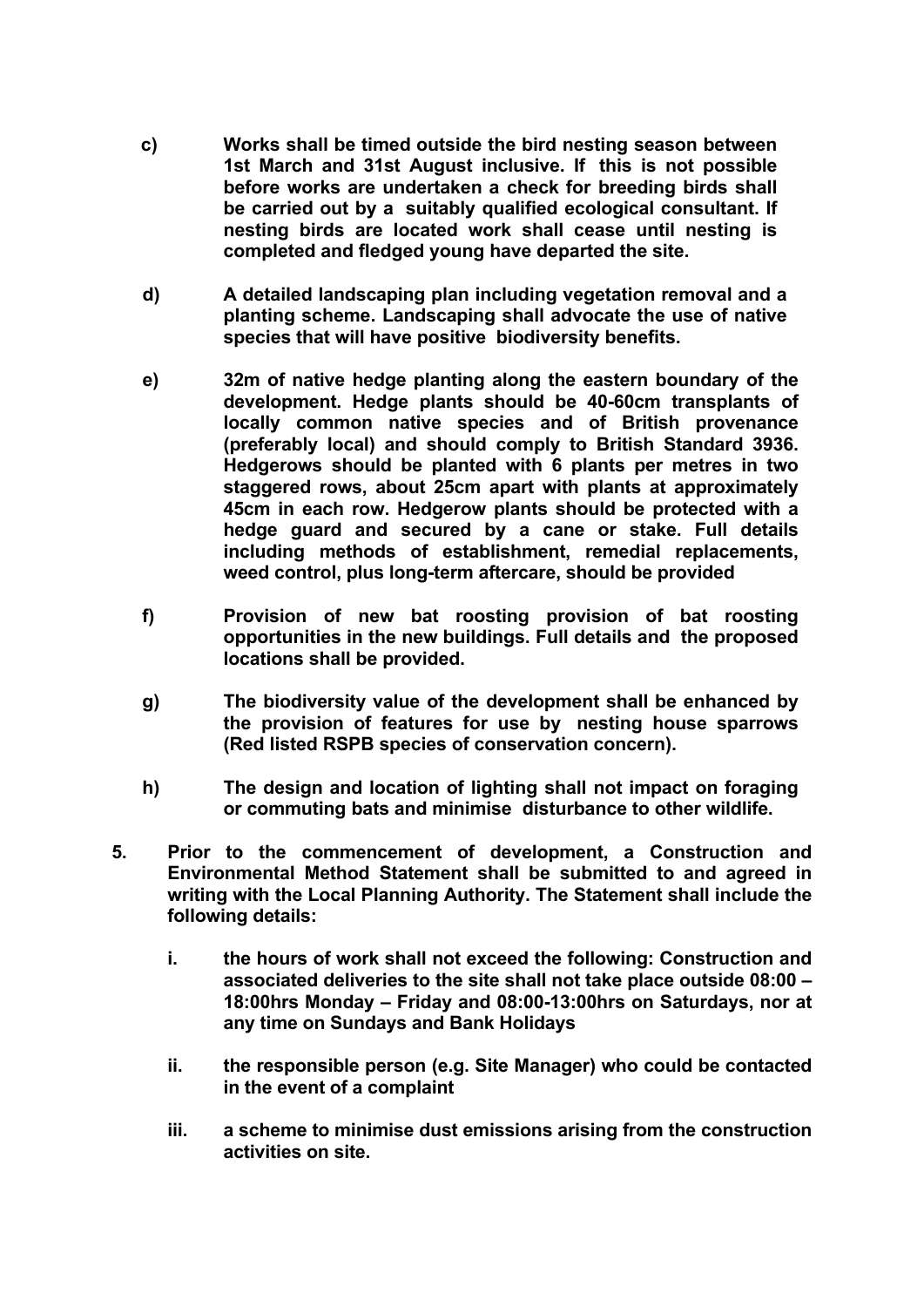- **c)** **Works shall be timed outside the bird nesting season between 1st March and 31st August inclusive. If this is not possible before works are undertaken a check for breeding birds shall be carried out by a suitably qualified ecological consultant. If nesting birds are located work shall cease until nesting is completed and fledged young have departed the site.**

- **d)** **A detailed landscaping plan including vegetation removal and a planting scheme. Landscaping shall advocate the use of native species that will have positive biodiversity benefits.**

- **e)** **32m of native hedge planting along the eastern boundary of the development. Hedge plants should be 40-60cm transplants of locally common native species and of British provenance (preferably local) and should comply to British Standard 3936. Hedgerows should be planted with 6 plants per metres in two staggered rows, about 25cm apart with plants at approximately 45cm in each row. Hedgerow plants should be protected with a hedge guard and secured by a cane or stake. Full details including methods of establishment, remedial replacements, weed control, plus long-term aftercare, should be provided**

- **f)** **Provision of new bat roosting provision of bat roosting opportunities in the new buildings. Full details and the proposed locations shall be provided.**

- **g)** **The biodiversity value of the development shall be enhanced by the provision of features for use by nesting house sparrows (Red listed RSPB species of conservation concern).**

- **h)** **The design and location of lighting shall not impact on foraging or commuting bats and minimise disturbance to other wildlife.**

**5.** **Prior to the commencement of development, a Construction and Environmental Method Statement shall be submitted to and agreed in writing with the Local Planning Authority. The Statement shall include the following details:**

- **i.** **the hours of work shall not exceed the following: Construction and associated deliveries to the site shall not take place outside 08:00 – 18:00hrs Monday – Friday and 08:00-13:00hrs on Saturdays, nor at any time on Sundays and Bank Holidays**

- **ii.** **the responsible person (e.g. Site Manager) who could be contacted in the event of a complaint**

- **iii.** **a scheme to minimise dust emissions arising from the construction activities on site.**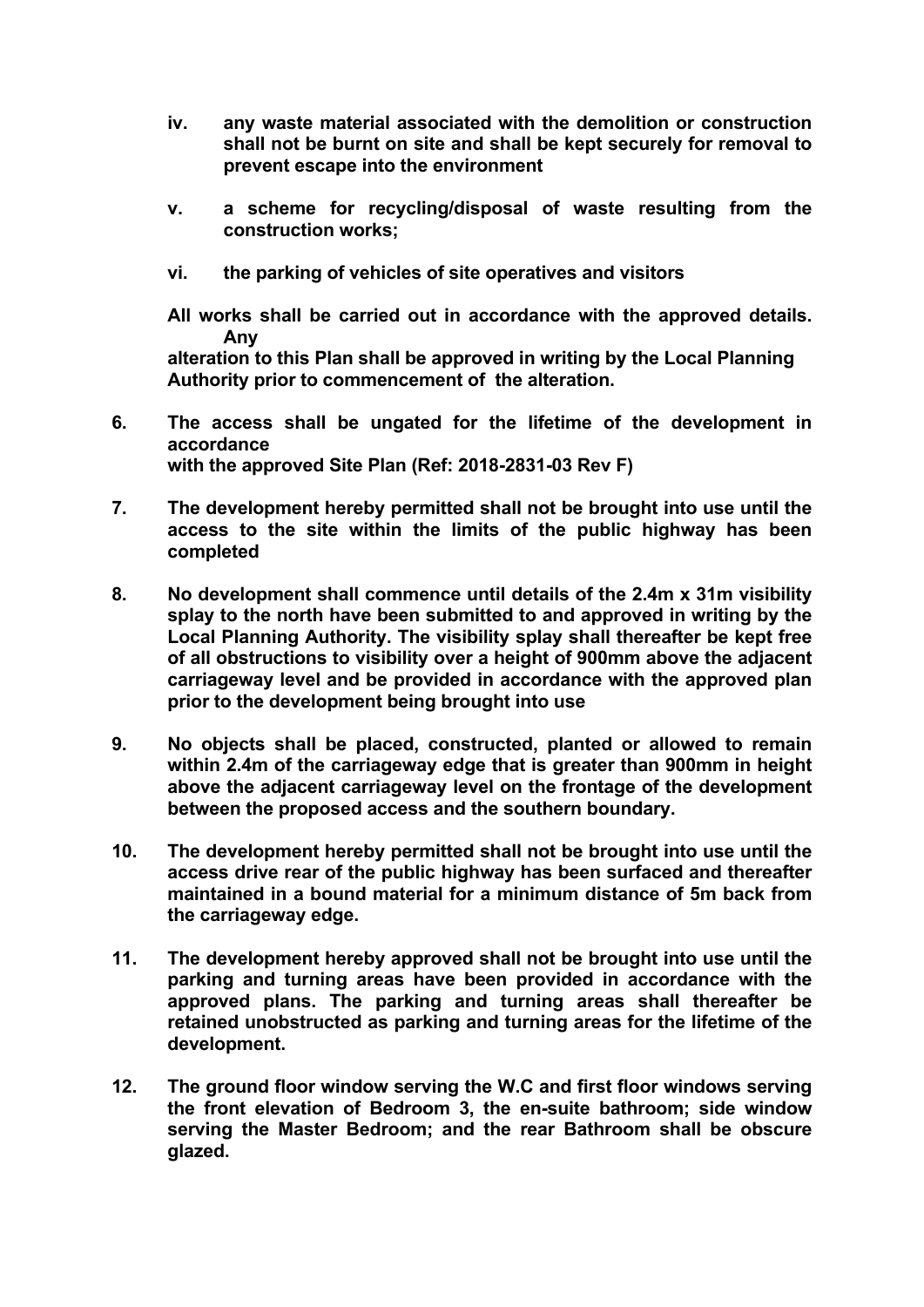- **iv. any waste material associated with the demolition or construction shall not be burnt on site and shall be kept securely for removal to prevent escape into the environment**

- **v. a scheme for recycling/disposal of waste resulting from the construction works;**

- **vi. the parking of vehicles of site operatives and visitors**

**All works shall be carried out in accordance with the approved details. Any alteration to this Plan shall be approved in writing by the Local Planning Authority prior to commencement of the alteration.**

6. **The access shall be ungated for the lifetime of the development in accordance with the approved Site Plan (Ref: 2018-2831-03 Rev F)**

7. **The development hereby permitted shall not be brought into use until the access to the site within the limits of the public highway has been completed**

8. **No development shall commence until details of the 2.4m x 31m visibility splay to the north have been submitted to and approved in writing by the Local Planning Authority. The visibility splay shall thereafter be kept free of all obstructions to visibility over a height of 900mm above the adjacent carriageway level and be provided in accordance with the approved plan prior to the development being brought into use**

9. **No objects shall be placed, constructed, planted or allowed to remain within 2.4m of the carriageway edge that is greater than 900mm in height above the adjacent carriageway level on the frontage of the development between the proposed access and the southern boundary.**

10. **The development hereby permitted shall not be brought into use until the access drive rear of the public highway has been surfaced and thereafter maintained in a bound material for a minimum distance of 5m back from the carriageway edge.**

11. **The development hereby approved shall not be brought into use until the parking and turning areas have been provided in accordance with the approved plans. The parking and turning areas shall thereafter be retained unobstructed as parking and turning areas for the lifetime of the development.**

12. **The ground floor window serving the W.C and first floor windows serving the front elevation of Bedroom 3, the en-suite bathroom; side window serving the Master Bedroom; and the rear Bathroom shall be obscure glazed.**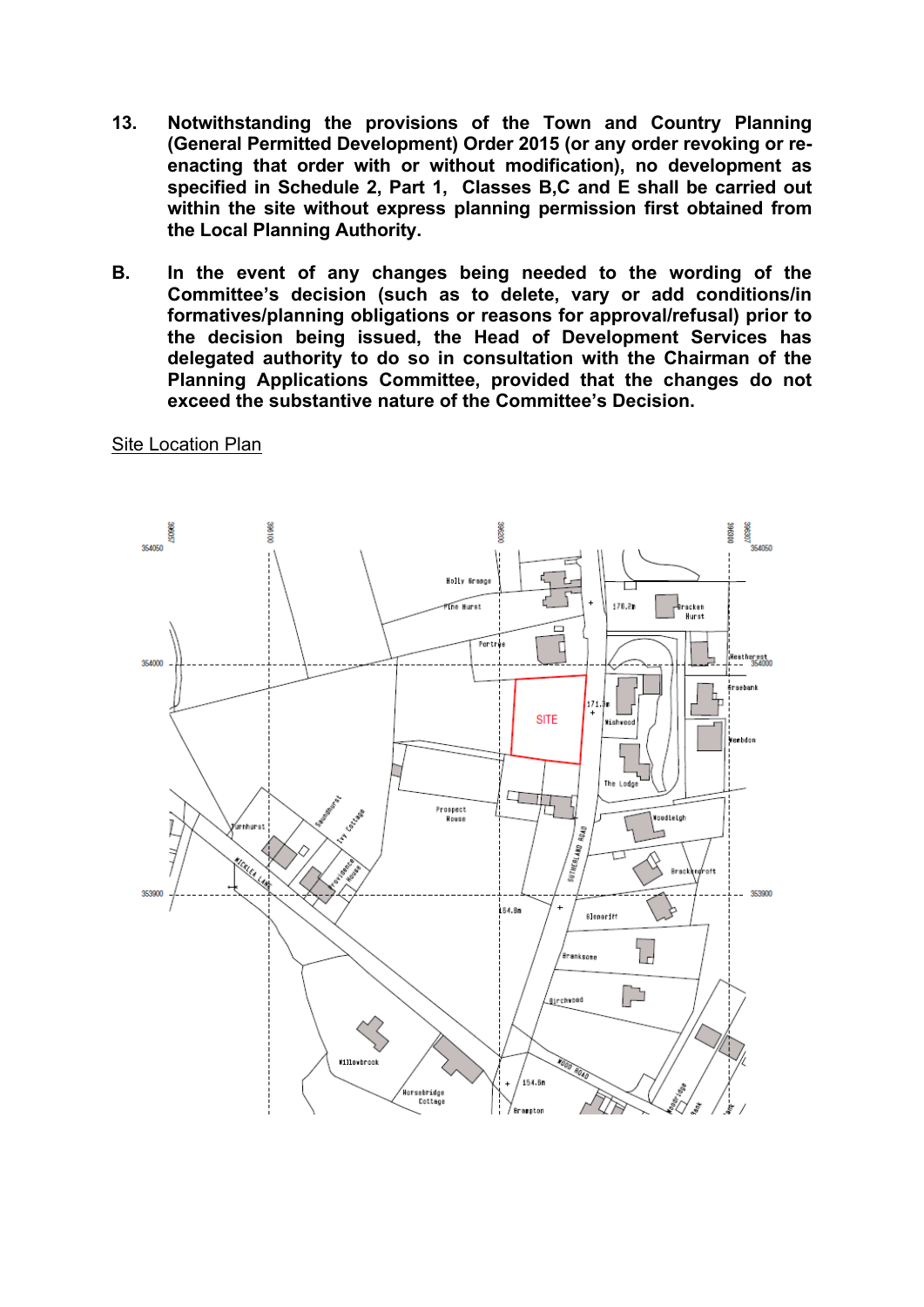**13. Notwithstanding the provisions of the Town and Country Planning (General Permitted Development) Order 2015 (or any order revoking or re-enacting that order with or without modification), no development as specified in Schedule 2, Part 1, Classes B,C and E shall be carried out within the site without express planning permission first obtained from the Local Planning Authority.**

**B. In the event of any changes being needed to the wording of the Committee's decision (such as to delete, vary or add conditions/informatives/planning obligations or reasons for approval/refusal) prior to the decision being issued, the Head of Development Services has delegated authority to do so in consultation with the Chairman of the Planning Applications Committee, provided that the changes do not exceed the substantive nature of the Committee's Decision.**

<u>Site Location Plan</u>

SITE
Holly Grange
Pine Hurst
Portree
Bracken Hurst
Heatherest
Braebank
Newbdon
Wishwood
The Lodge
Woodleigh
Brackencroft
Glencliff
Branksome
Birchwood
Prospect House
Turnhurst
Swandhurst
Ivy Cottage
Providence House
Willowbrook
Horsebridge Cottage
Brampton
SUTHERLAND ROAD
WICKLEA LANE
WOOD ROAD
176.2m
171.3m
164.8m
154.8m
354050
354000
353900